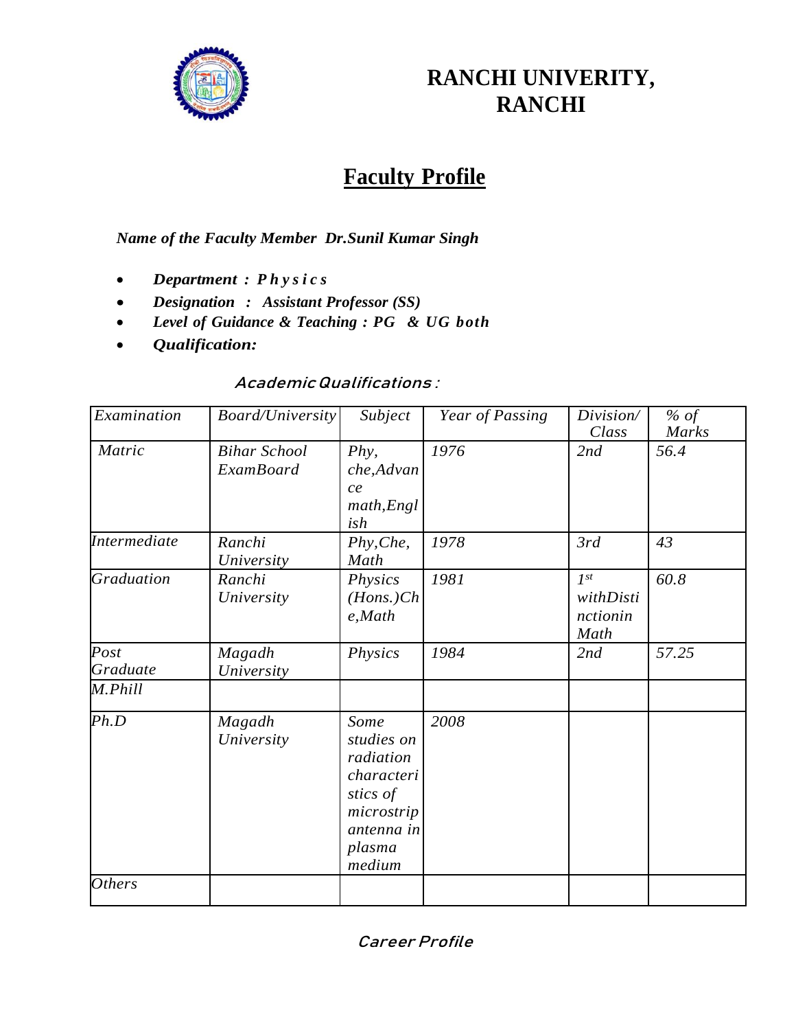# RANCHI UNIVERITY, RANCHI

## Faculty Profile

***Name of the Faculty Member Dr.Sunil Kumar Singh***

- ***Department : Physics***
- ***Designation : Assistant Professor (SS)***
- ***Level of Guidance & Teaching : PG & UG both***
- ***Qualification:***

***Academic Qualifications :***

| *Examination* | *Board/University* | *Subject* | *Year of Passing* | *Division/ Class* | *% of Marks* |
|---|---|---|---|---|---|
| *Matric* | *Bihar School ExamBoard* | *Phy, che,Advance math,English* | *1976* | *2nd* | *56.4* |
| *Intermediate* | *Ranchi University* | *Phy,Che, Math* | *1978* | *3rd* | *43* |
| *Graduation* | *Ranchi University* | *Physics (Hons.)Che,Math* | *1981* | *1st withDistinctionin Math* | *60.8* |
| *Post Graduate* | *Magadh University* | *Physics* | *1984* | *2nd* | *57.25* |
| *M.Phill* | | | | | |
| *Ph.D* | *Magadh University* | *Some studies on radiation characteristics of microstrip antenna in plasma medium* | *2008* | | |
| *Others* | | | | | |

***Career Profile***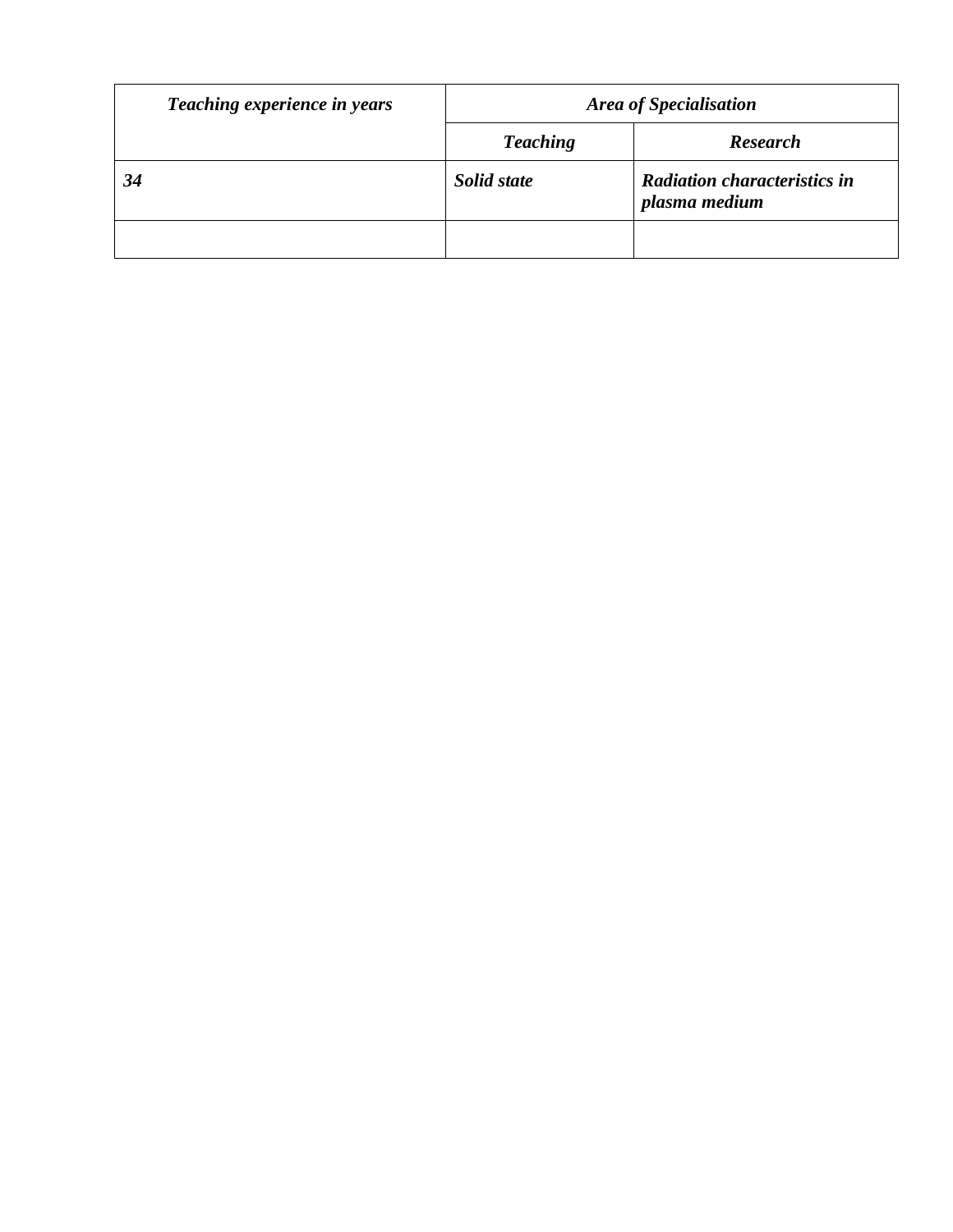| ***Teaching experience in years*** | ***Area of Specialisation*** | |
| --- | --- | --- |
| | ***Teaching*** | ***Research*** |
| ***34*** | ***Solid state*** | ***Radiation characteristics in plasma medium*** |
| | | |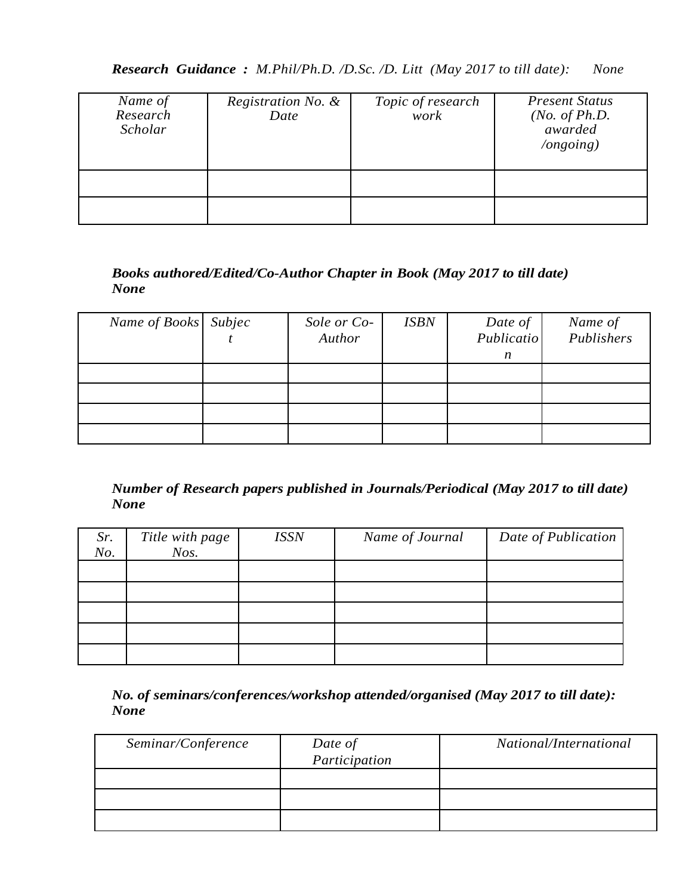***Research Guidance :*** *M.Phil/Ph.D. /D.Sc. /D. Litt (May 2017 to till date):* *None*

| *Name of Research Scholar* | *Registration No. & Date* | *Topic of research work* | *Present Status (No. of Ph.D. awarded /ongoing)* |
|---|---|---|---|
| | | | |
| | | | |

***Books authored/Edited/Co-Author Chapter in Book (May 2017 to till date) None***

| *Name of Books* | *Subject* | *Sole or Co-Author* | *ISBN* | *Date of Publication* | *Name of Publishers* |
|---|---|---|---|---|---|
| | | | | | |
| | | | | | |
| | | | | | |
| | | | | | |

***Number of Research papers published in Journals/Periodical (May 2017 to till date) None***

| *Sr. No.* | *Title with page Nos.* | *ISSN* | *Name of Journal* | *Date of Publication* |
|---|---|---|---|---|
| | | | | |
| | | | | |
| | | | | |
| | | | | |
| | | | | |

***No. of seminars/conferences/workshop attended/organised (May 2017 to till date): None***

| *Seminar/Conference* | *Date of Participation* | *National/International* |
|---|---|---|
| | | |
| | | |
| | | |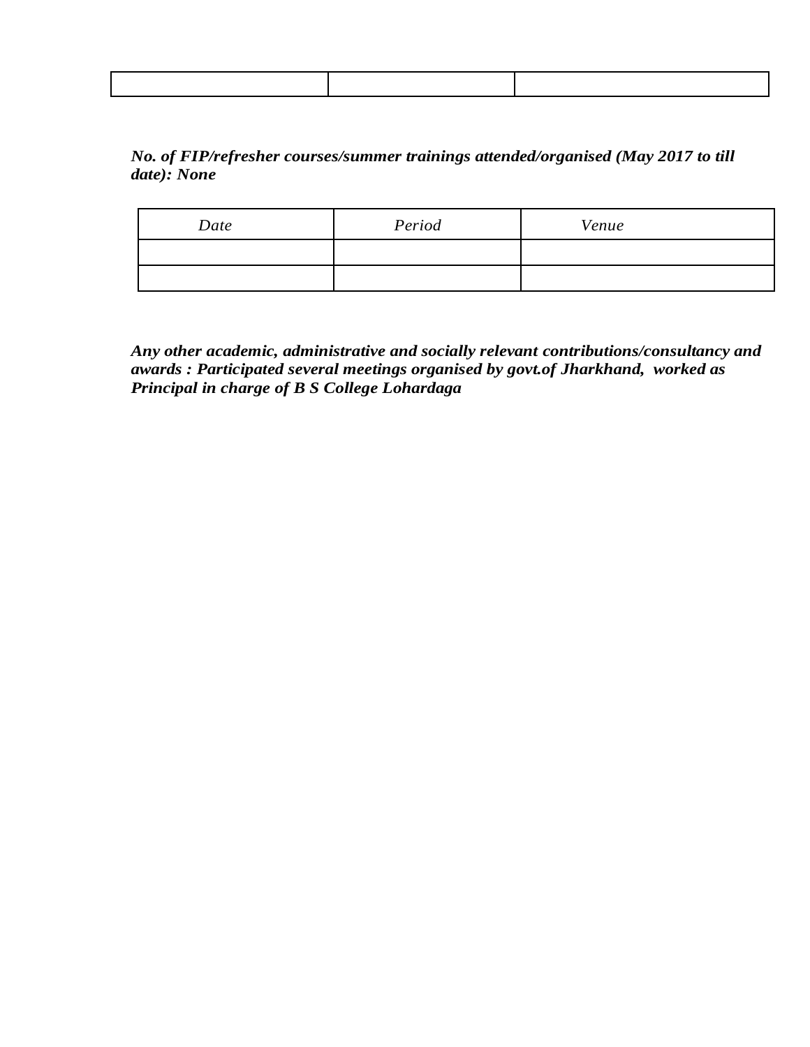| | | |
| --- | --- | --- |
| | | |

***No. of FIP/refresher courses/summer trainings attended/organised (May 2017 to till date): None***

| *Date* | *Period* | *Venue* |
| --- | --- | --- |
| | | |
| | | |

***Any other academic, administrative and socially relevant contributions/consultancy and awards : Participated several meetings organised by govt.of Jharkhand, worked as Principal in charge of B S College Lohardaga***